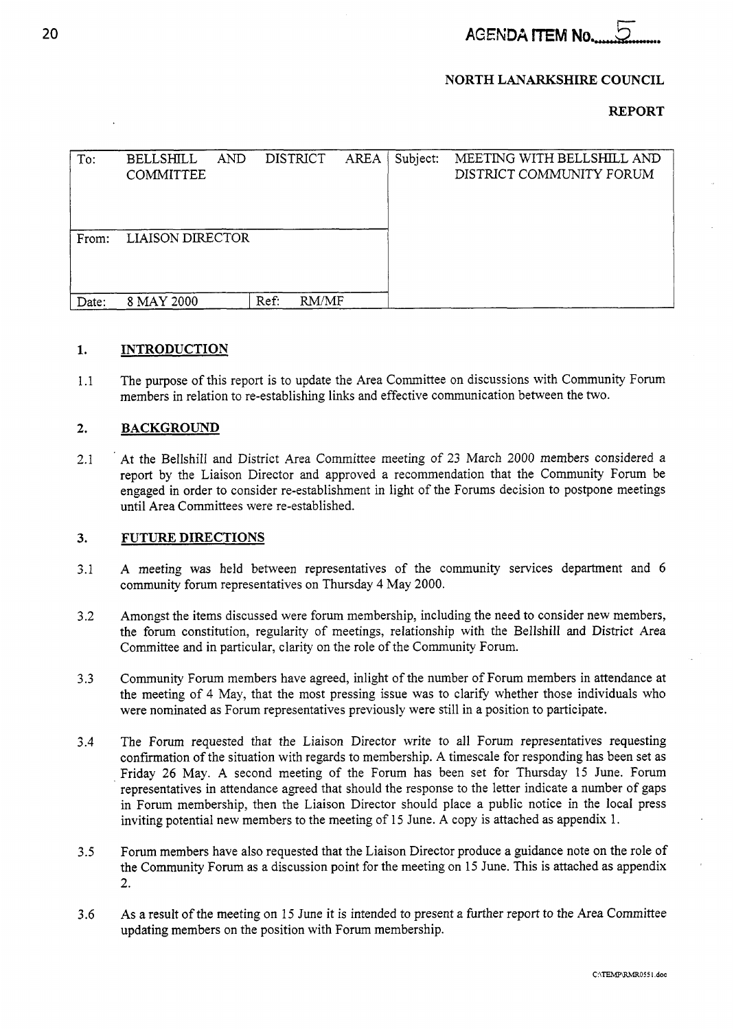**AGENDA ITEM No. 5**

**NORTH LANARKSHIRE COUNCIL**

**REPORT**

| To: | BELLSHILL AND DISTRICT AREA COMMITTEE | Subject: | MEETING WITH BELLSHILL AND DISTRICT COMMUNITY FORUM |
|---|---|---|---|
| From: | LIAISON DIRECTOR | | |
| Date: | 8 MAY 2000 | Ref: RM/MF | |

## 1. INTRODUCTION

1.1 The purpose of this report is to update the Area Committee on discussions with Community Forum members in relation to re-establishing links and effective communication between the two.

## 2. BACKGROUND

2.1 At the Bellshill and District Area Committee meeting of 23 March 2000 members considered a report by the Liaison Director and approved a recommendation that the Community Forum be engaged in order to consider re-establishment in light of the Forums decision to postpone meetings until Area Committees were re-established.

## 3. FUTURE DIRECTIONS

3.1 A meeting was held between representatives of the community services department and 6 community forum representatives on Thursday 4 May 2000.

3.2 Amongst the items discussed were forum membership, including the need to consider new members, the forum constitution, regularity of meetings, relationship with the Bellshill and District Area Committee and in particular, clarity on the role of the Community Forum.

3.3 Community Forum members have agreed, inlight of the number of Forum members in attendance at the meeting of 4 May, that the most pressing issue was to clarify whether those individuals who were nominated as Forum representatives previously were still in a position to participate.

3.4 The Forum requested that the Liaison Director write to all Forum representatives requesting confirmation of the situation with regards to membership. A timescale for responding has been set as Friday 26 May. A second meeting of the Forum has been set for Thursday 15 June. Forum representatives in attendance agreed that should the response to the letter indicate a number of gaps in Forum membership, then the Liaison Director should place a public notice in the local press inviting potential new members to the meeting of 15 June. A copy is attached as appendix 1.

3.5 Forum members have also requested that the Liaison Director produce a guidance note on the role of the Community Forum as a discussion point for the meeting on 15 June. This is attached as appendix 2.

3.6 As a result of the meeting on 15 June it is intended to present a further report to the Area Committee updating members on the position with Forum membership.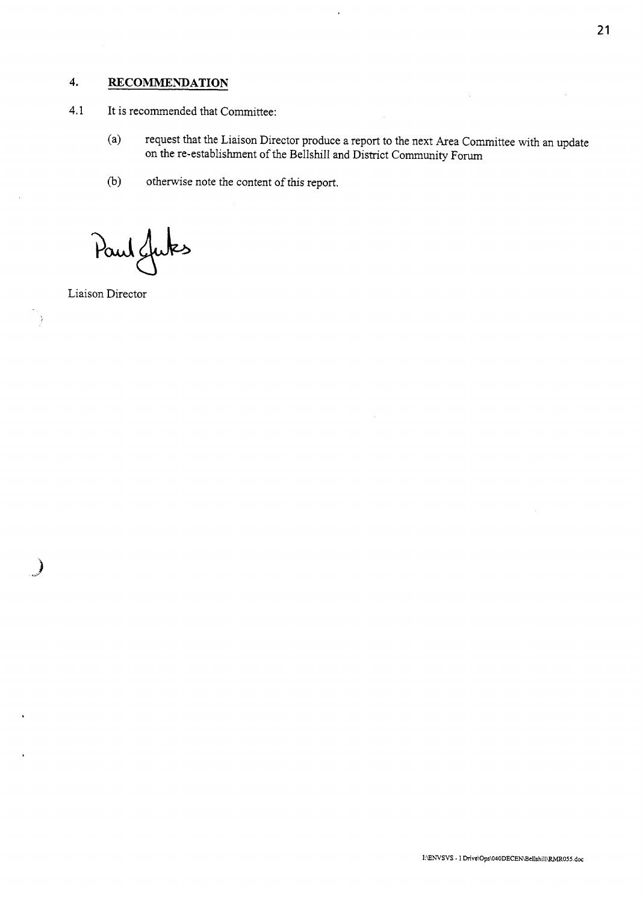## 4. RECOMMENDATION

4.1 It is recommended that Committee:

(a) request that the Liaison Director produce a report to the next Area Committee with an update on the re-establishment of the Bellshill and District Community Forum

(b) otherwise note the content of this report.

Paul Jukes

Liaison Director

I:\ENVSVS - I Drive\Ops\040DECEN\Bellshill\RMR055.doc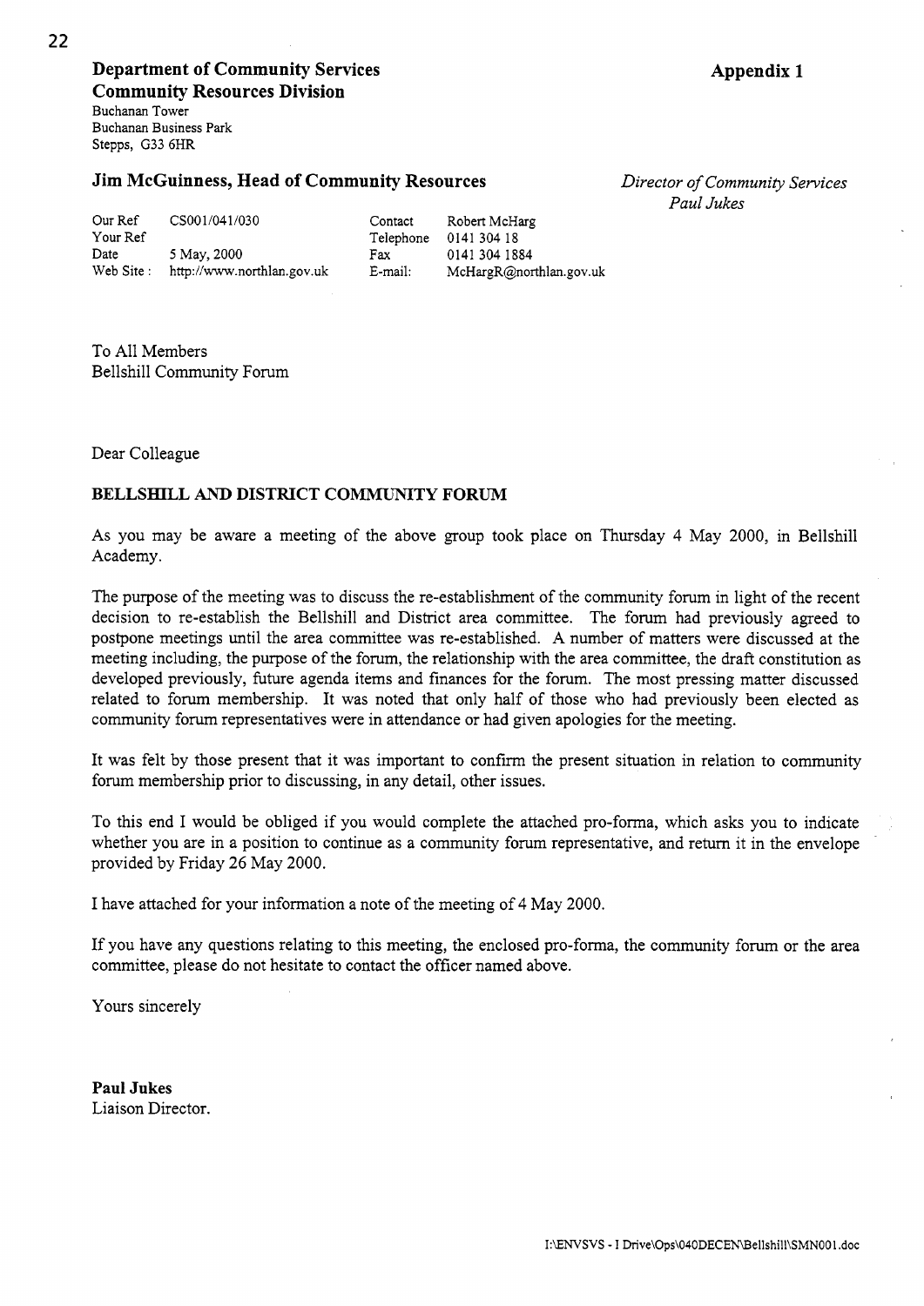**Department of Community Services**
**Community Resources Division**

**Appendix 1**

Buchanan Tower
Buchanan Business Park
Stepps, G33 6HR

**Jim McGuinness, Head of Community Resources**

*Director of Community Services*
*Paul Jukes*

| | | | |
|---|---|---|---|
| Our Ref | CS001/041/030 | Contact | Robert McHarg |
| Your Ref | | Telephone | 0141 304 18 |
| Date | 5 May, 2000 | Fax | 0141 304 1884 |
| Web Site : | http://www.northlan.gov.uk | E-mail: | McHargR@northlan.gov.uk |

To All Members
Bellshill Community Forum

Dear Colleague

**BELLSHILL AND DISTRICT COMMUNITY FORUM**

As you may be aware a meeting of the above group took place on Thursday 4 May 2000, in Bellshill Academy.

The purpose of the meeting was to discuss the re-establishment of the community forum in light of the recent decision to re-establish the Bellshill and District area committee. The forum had previously agreed to postpone meetings until the area committee was re-established. A number of matters were discussed at the meeting including, the purpose of the forum, the relationship with the area committee, the draft constitution as developed previously, future agenda items and finances for the forum. The most pressing matter discussed related to forum membership. It was noted that only half of those who had previously been elected as community forum representatives were in attendance or had given apologies for the meeting.

It was felt by those present that it was important to confirm the present situation in relation to community forum membership prior to discussing, in any detail, other issues.

To this end I would be obliged if you would complete the attached pro-forma, which asks you to indicate whether you are in a position to continue as a community forum representative, and return it in the envelope provided by Friday 26 May 2000.

I have attached for your information a note of the meeting of 4 May 2000.

If you have any questions relating to this meeting, the enclosed pro-forma, the community forum or the area committee, please do not hesitate to contact the officer named above.

Yours sincerely

**Paul Jukes**
Liaison Director.

I:\ENVSVS - I Drive\Ops\040DECEN\Bellshill\SMN001.doc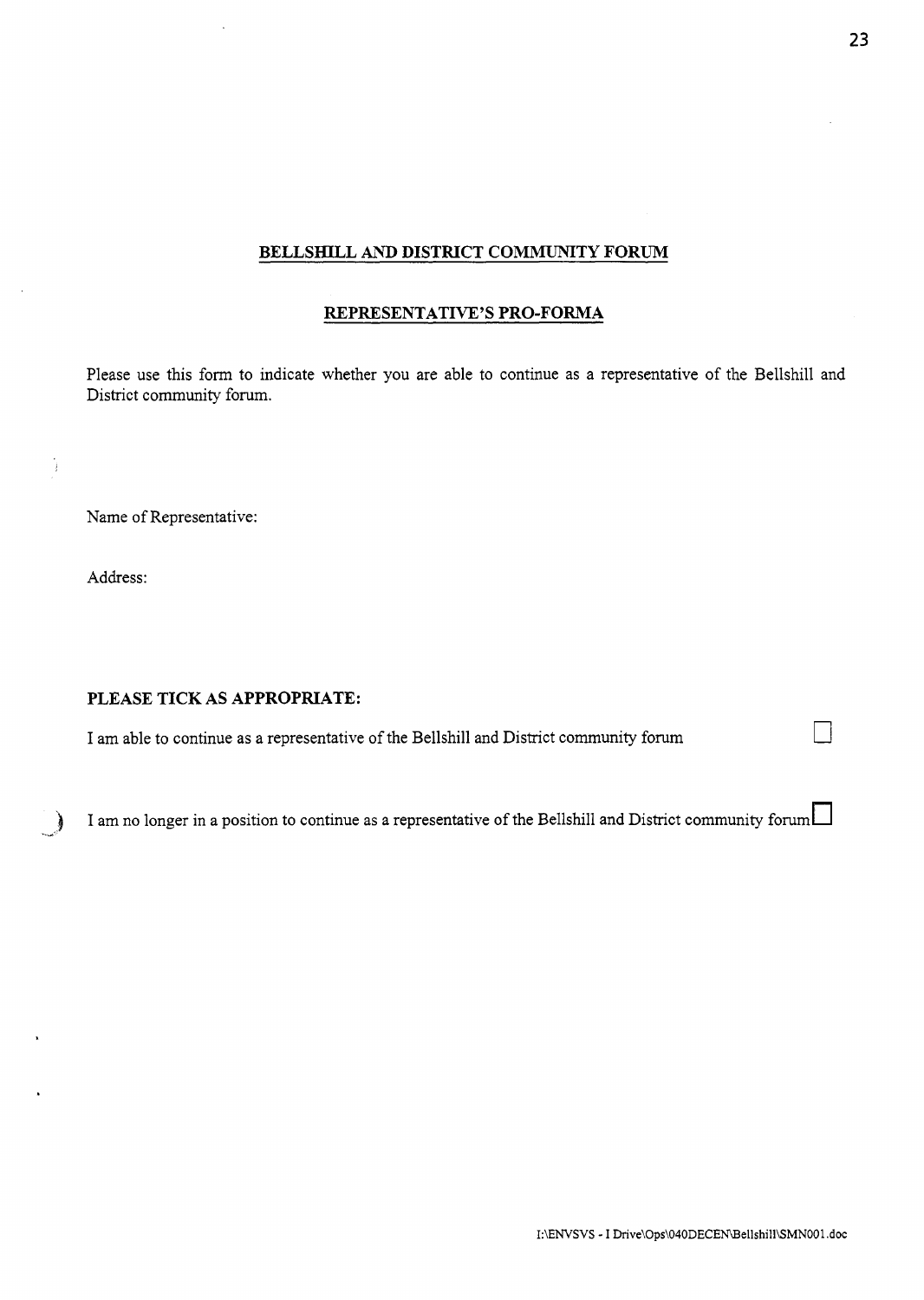**BELLSHILL AND DISTRICT COMMUNITY FORUM**

**REPRESENTATIVE'S PRO-FORMA**

Please use this form to indicate whether you are able to continue as a representative of the Bellshill and District community forum.

Name of Representative:

Address:

**PLEASE TICK AS APPROPRIATE:**

I am able to continue as a representative of the Bellshill and District community forum ☐

I am no longer in a position to continue as a representative of the Bellshill and District community forum ☐

I:\ENVSVS - I Drive\Ops\040DECEN\Bellshill\SMN001.doc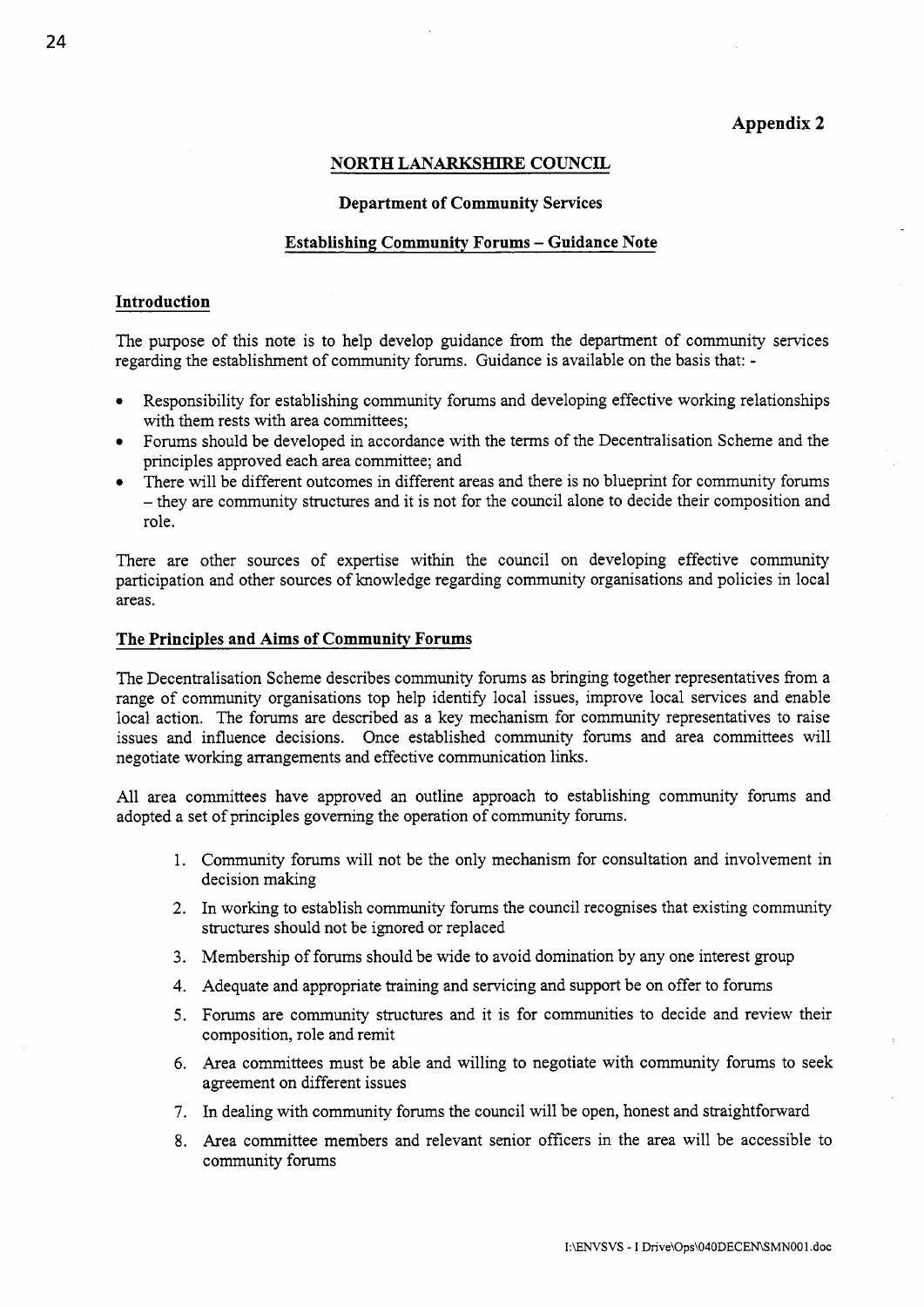**Appendix 2**

**NORTH LANARKSHIRE COUNCIL**

**Department of Community Services**

**Establishing Community Forums – Guidance Note**

## Introduction

The purpose of this note is to help develop guidance from the department of community services regarding the establishment of community forums. Guidance is available on the basis that: -

- Responsibility for establishing community forums and developing effective working relationships with them rests with area committees;
- Forums should be developed in accordance with the terms of the Decentralisation Scheme and the principles approved each area committee; and
- There will be different outcomes in different areas and there is no blueprint for community forums – they are community structures and it is not for the council alone to decide their composition and role.

There are other sources of expertise within the council on developing effective community participation and other sources of knowledge regarding community organisations and policies in local areas.

## The Principles and Aims of Community Forums

The Decentralisation Scheme describes community forums as bringing together representatives from a range of community organisations top help identify local issues, improve local services and enable local action. The forums are described as a key mechanism for community representatives to raise issues and influence decisions. Once established community forums and area committees will negotiate working arrangements and effective communication links.

All area committees have approved an outline approach to establishing community forums and adopted a set of principles governing the operation of community forums.

1. Community forums will not be the only mechanism for consultation and involvement in decision making
2. In working to establish community forums the council recognises that existing community structures should not be ignored or replaced
3. Membership of forums should be wide to avoid domination by any one interest group
4. Adequate and appropriate training and servicing and support be on offer to forums
5. Forums are community structures and it is for communities to decide and review their composition, role and remit
6. Area committees must be able and willing to negotiate with community forums to seek agreement on different issues
7. In dealing with community forums the council will be open, honest and straightforward
8. Area committee members and relevant senior officers in the area will be accessible to community forums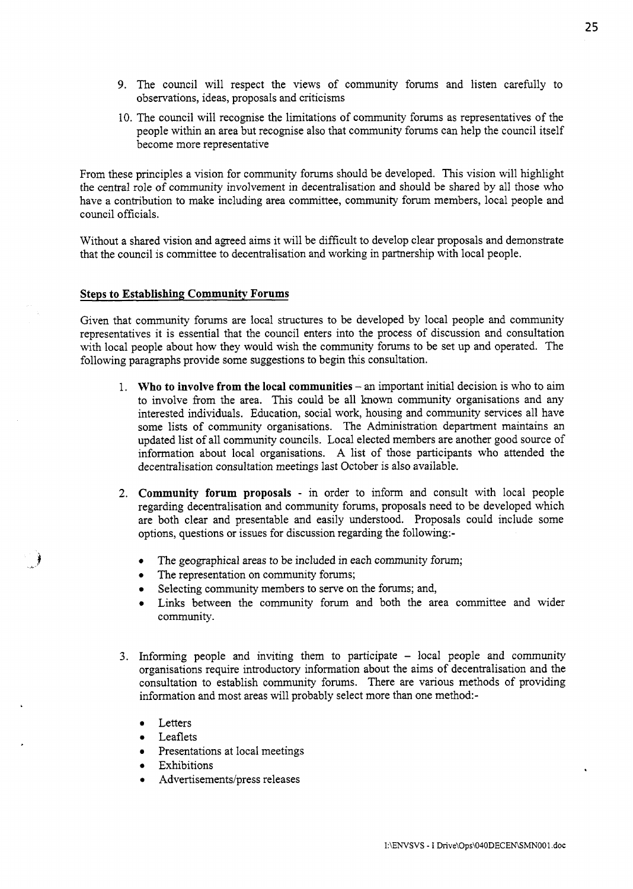9. The council will respect the views of community forums and listen carefully to observations, ideas, proposals and criticisms
10. The council will recognise the limitations of community forums as representatives of the people within an area but recognise also that community forums can help the council itself become more representative

From these principles a vision for community forums should be developed. This vision will highlight the central role of community involvement in decentralisation and should be shared by all those who have a contribution to make including area committee, community forum members, local people and council officials.

Without a shared vision and agreed aims it will be difficult to develop clear proposals and demonstrate that the council is committee to decentralisation and working in partnership with local people.

## Steps to Establishing Community Forums

Given that community forums are local structures to be developed by local people and community representatives it is essential that the council enters into the process of discussion and consultation with local people about how they would wish the community forums to be set up and operated. The following paragraphs provide some suggestions to begin this consultation.

1. **Who to involve from the local communities** – an important initial decision is who to aim to involve from the area. This could be all known community organisations and any interested individuals. Education, social work, housing and community services all have some lists of community organisations. The Administration department maintains an updated list of all community councils. Local elected members are another good source of information about local organisations. A list of those participants who attended the decentralisation consultation meetings last October is also available.

2. **Community forum proposals** - in order to inform and consult with local people regarding decentralisation and community forums, proposals need to be developed which are both clear and presentable and easily understood. Proposals could include some options, questions or issues for discussion regarding the following:-

   - The geographical areas to be included in each community forum;
   - The representation on community forums;
   - Selecting community members to serve on the forums; and,
   - Links between the community forum and both the area committee and wider community.

3. Informing people and inviting them to participate – local people and community organisations require introductory information about the aims of decentralisation and the consultation to establish community forums. There are various methods of providing information and most areas will probably select more than one method:-

   - Letters
   - Leaflets
   - Presentations at local meetings
   - Exhibitions
   - Advertisements/press releases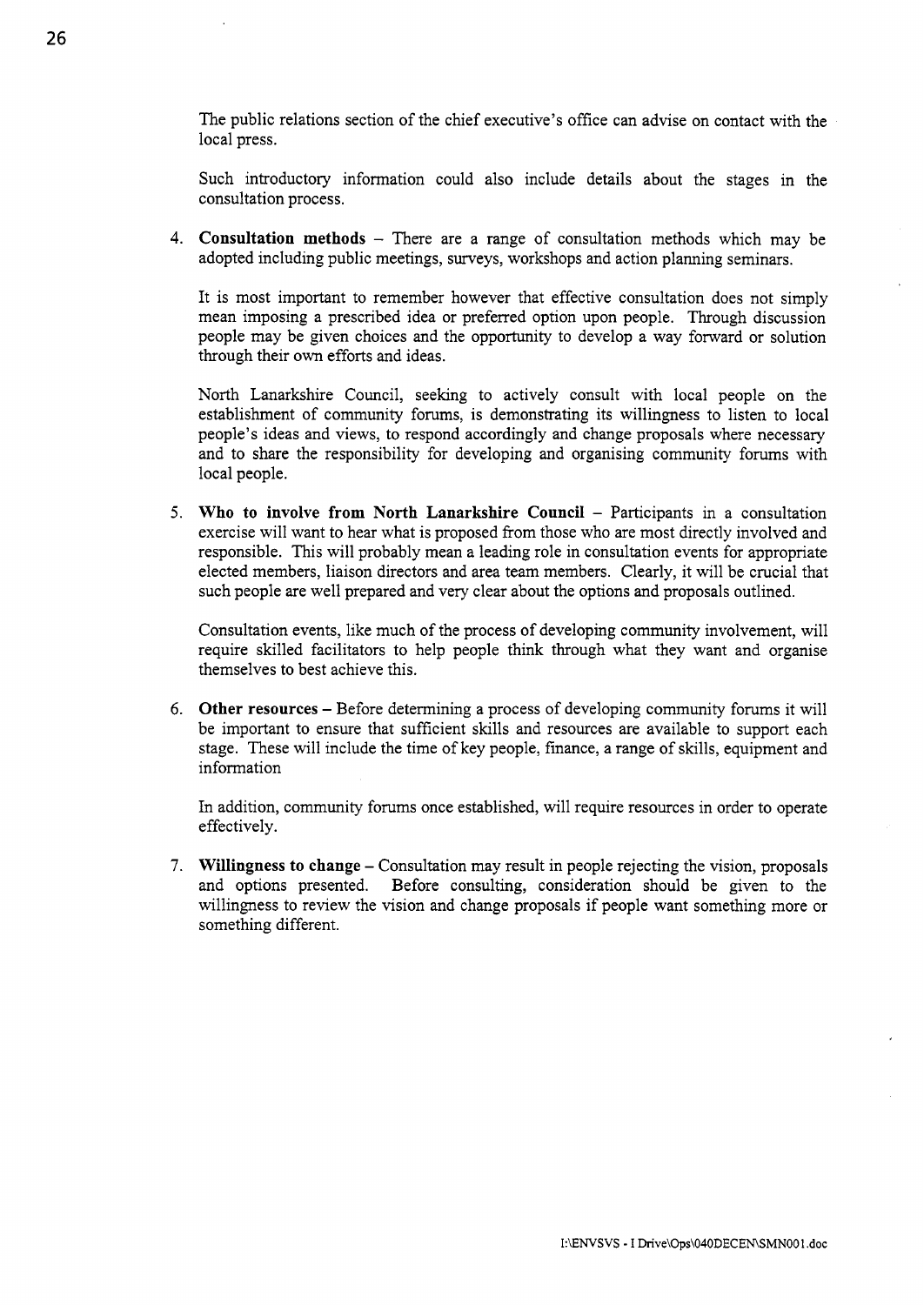The public relations section of the chief executive's office can advise on contact with the local press.

Such introductory information could also include details about the stages in the consultation process.

4. **Consultation methods** – There are a range of consultation methods which may be adopted including public meetings, surveys, workshops and action planning seminars.

   It is most important to remember however that effective consultation does not simply mean imposing a prescribed idea or preferred option upon people. Through discussion people may be given choices and the opportunity to develop a way forward or solution through their own efforts and ideas.

   North Lanarkshire Council, seeking to actively consult with local people on the establishment of community forums, is demonstrating its willingness to listen to local people's ideas and views, to respond accordingly and change proposals where necessary and to share the responsibility for developing and organising community forums with local people.

5. **Who to involve from North Lanarkshire Council** – Participants in a consultation exercise will want to hear what is proposed from those who are most directly involved and responsible. This will probably mean a leading role in consultation events for appropriate elected members, liaison directors and area team members. Clearly, it will be crucial that such people are well prepared and very clear about the options and proposals outlined.

   Consultation events, like much of the process of developing community involvement, will require skilled facilitators to help people think through what they want and organise themselves to best achieve this.

6. **Other resources** – Before determining a process of developing community forums it will be important to ensure that sufficient skills and resources are available to support each stage. These will include the time of key people, finance, a range of skills, equipment and information

   In addition, community forums once established, will require resources in order to operate effectively.

7. **Willingness to change** – Consultation may result in people rejecting the vision, proposals and options presented. Before consulting, consideration should be given to the willingness to review the vision and change proposals if people want something more or something different.

I:\ENVSVS - I Drive\Ops\040DECEN\SMN001.doc